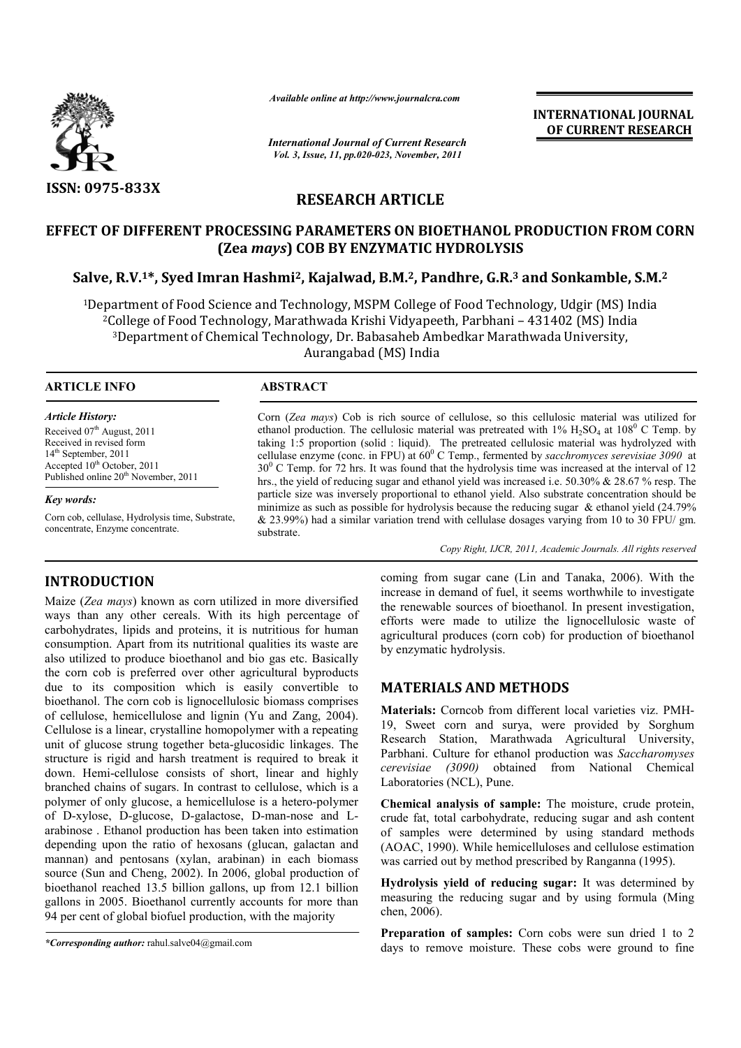*Available online at http://www.journalcra.com*

*International Journal of Current Research*
*Vol. 3, Issue, 11, pp.020-023, November, 2011*

**INTERNATIONAL JOURNAL OF CURRENT RESEARCH**

ISSN: 0975-833X

## RESEARCH ARTICLE

# EFFECT OF DIFFERENT PROCESSING PARAMETERS ON BIOETHANOL PRODUCTION FROM CORN (Zea *mays*) COB BY ENZYMATIC HYDROLYSIS

**Salve, R.V.[1]\*, Syed Imran Hashmi[2], Kajalwad, B.M.[2], Pandhre, G.R.[3] and Sonkamble, S.M.[2]**

[1]Department of Food Science and Technology, MSPM College of Food Technology, Udgir (MS) India
[2]College of Food Technology, Marathwada Krishi Vidyapeeth, Parbhani – 431402 (MS) India
[3]Department of Chemical Technology, Dr. Babasaheb Ambedkar Marathwada University, Aurangabad (MS) India

### ARTICLE INFO

*Article History:*
Received 07[th] August, 2011
Received in revised form
14[th] September, 2011
Accepted 10[th] October, 2011
Published online 20[th] November, 2011

*Key words:*
Corn cob, cellulase, Hydrolysis time, Substrate, concentrate, Enzyme concentrate.

### ABSTRACT

Corn (*Zea mays*) Cob is rich source of cellulose, so this cellulosic material was utilized for ethanol production. The cellulosic material was pretreated with 1% $H_2SO_4$ at $108^0$ C Temp. by taking 1:5 proportion (solid : liquid). The pretreated cellulosic material was hydrolyzed with cellulase enzyme (conc. in FPU) at $60^0$ C Temp., fermented by *sacchromyces serevisiae 3090* at $30^0$ C Temp. for 72 hrs. It was found that the hydrolysis time was increased at the interval of 12 hrs., the yield of reducing sugar and ethanol yield was increased i.e. 50.30% & 28.67 % resp. The particle size was inversely proportional to ethanol yield. Also substrate concentration should be minimize as such as possible for hydrolysis because the reducing sugar & ethanol yield (24.79% & 23.99%) had a similar variation trend with cellulase dosages varying from 10 to 30 FPU/ gm. substrate.

*Copy Right, IJCR, 2011, Academic Journals. All rights reserved*

## INTRODUCTION

Maize (*Zea mays*) known as corn utilized in more diversified ways than any other cereals. With its high percentage of carbohydrates, lipids and proteins, it is nutritious for human consumption. Apart from its nutritional qualities its waste are also utilized to produce bioethanol and bio gas etc. Basically the corn cob is preferred over other agricultural byproducts due to its composition which is easily convertible to bioethanol. The corn cob is lignocellulosic biomass comprises of cellulose, hemicellulose and lignin (Yu and Zang, 2004). Cellulose is a linear, crystalline homopolymer with a repeating unit of glucose strung together beta-glucosidic linkages. The structure is rigid and harsh treatment is required to break it down. Hemi-cellulose consists of short, linear and highly branched chains of sugars. In contrast to cellulose, which is a polymer of only glucose, a hemicellulose is a hetero-polymer of D-xylose, D-glucose, D-galactose, D-man-nose and L-arabinose . Ethanol production has been taken into estimation depending upon the ratio of hexosans (glucan, galactan and mannan) and pentosans (xylan, arabinan) in each biomass source (Sun and Cheng, 2002). In 2006, global production of bioethanol reached 13.5 billion gallons, up from 12.1 billion gallons in 2005. Bioethanol currently accounts for more than 94 per cent of global biofuel production, with the majority coming from sugar cane (Lin and Tanaka, 2006). With the increase in demand of fuel, it seems worthwhile to investigate the renewable sources of bioethanol. In present investigation, efforts were made to utilize the lignocellulosic waste of agricultural produces (corn cob) for production of bioethanol by enzymatic hydrolysis.

*\*Corresponding author:* rahul.salve04@gmail.com

## MATERIALS AND METHODS

**Materials:** Corncob from different local varieties viz. PMH-19, Sweet corn and surya, were provided by Sorghum Research Station, Marathwada Agricultural University, Parbhani. Culture for ethanol production was *Saccharomyses cerevisiae (3090)* obtained from National Chemical Laboratories (NCL), Pune.

**Chemical analysis of sample:** The moisture, crude protein, crude fat, total carbohydrate, reducing sugar and ash content of samples were determined by using standard methods (AOAC, 1990). While hemicelluloses and cellulose estimation was carried out by method prescribed by Ranganna (1995).

**Hydrolysis yield of reducing sugar:** It was determined by measuring the reducing sugar and by using formula (Ming chen, 2006).

**Preparation of samples:** Corn cobs were sun dried 1 to 2 days to remove moisture. These cobs were ground to fine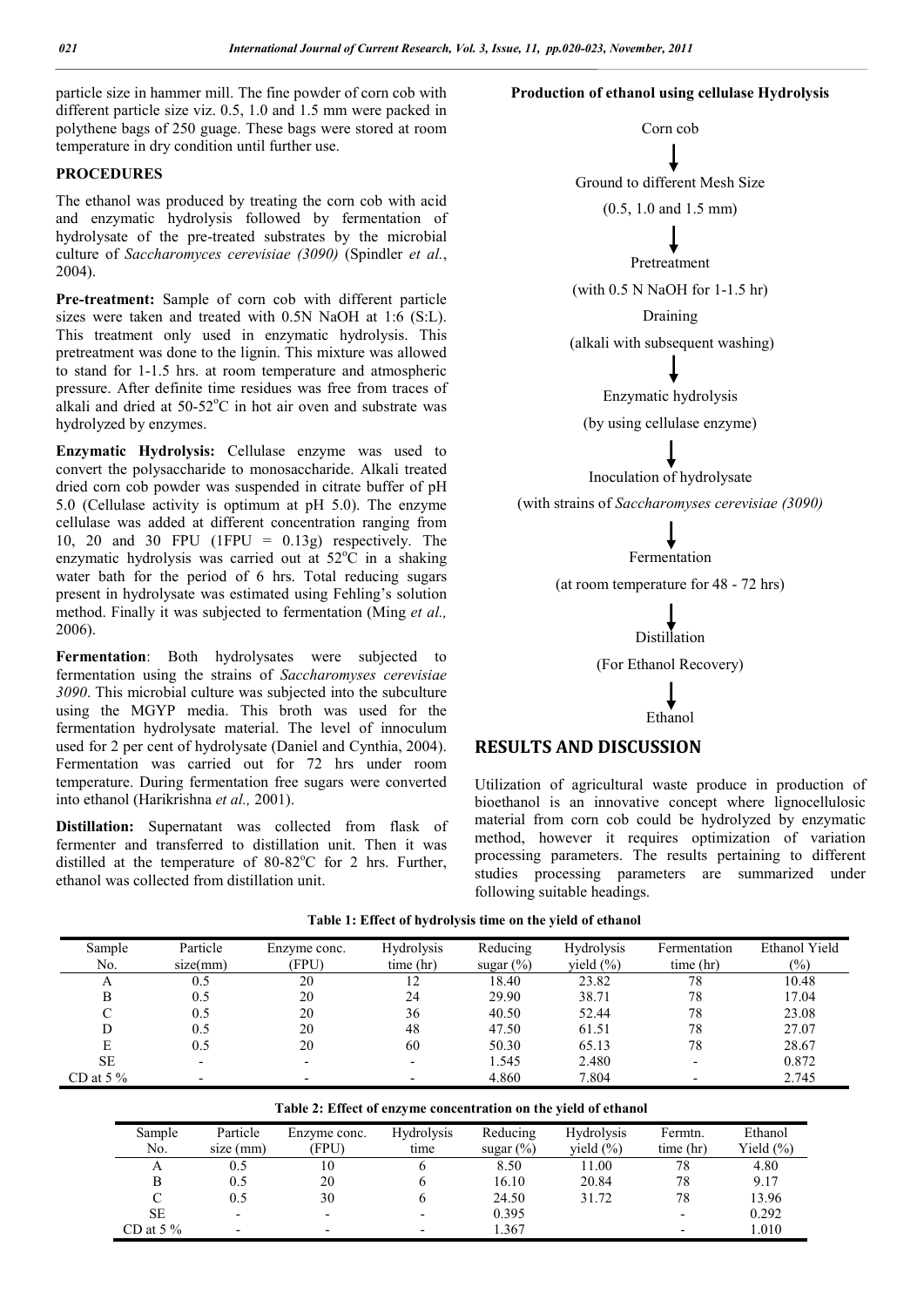particle size in hammer mill. The fine powder of corn cob with different particle size viz. 0.5, 1.0 and 1.5 mm were packed in polythene bags of 250 guage. These bags were stored at room temperature in dry condition until further use.

## PROCEDURES

The ethanol was produced by treating the corn cob with acid and enzymatic hydrolysis followed by fermentation of hydrolysate of the pre-treated substrates by the microbial culture of *Saccharomyces cerevisiae (3090)* (Spindler *et al.*, 2004).

**Pre-treatment:** Sample of corn cob with different particle sizes were taken and treated with 0.5N NaOH at 1:6 (S:L). This treatment only used in enzymatic hydrolysis. This pretreatment was done to the lignin. This mixture was allowed to stand for 1-1.5 hrs. at room temperature and atmospheric pressure. After definite time residues was free from traces of alkali and dried at 50-52$^o$C in hot air oven and substrate was hydrolyzed by enzymes.

**Enzymatic Hydrolysis:** Cellulase enzyme was used to convert the polysaccharide to monosaccharide. Alkali treated dried corn cob powder was suspended in citrate buffer of pH 5.0 (Cellulase activity is optimum at pH 5.0). The enzyme cellulase was added at different concentration ranging from 10, 20 and 30 FPU (1FPU = 0.13g) respectively. The enzymatic hydrolysis was carried out at 52$^o$C in a shaking water bath for the period of 6 hrs. Total reducing sugars present in hydrolysate was estimated using Fehling's solution method. Finally it was subjected to fermentation (Ming *et al.,* 2006).

**Fermentation**: Both hydrolysates were subjected to fermentation using the strains of *Saccharomyses cerevisiae 3090*. This microbial culture was subjected into the subculture using the MGYP media. This broth was used for the fermentation hydrolysate material. The level of innoculum used for 2 per cent of hydrolysate (Daniel and Cynthia, 2004). Fermentation was carried out for 72 hrs under room temperature. During fermentation free sugars were converted into ethanol (Harikrishna *et al.,* 2001).

**Distillation:** Supernatant was collected from flask of fermenter and transferred to distillation unit. Then it was distilled at the temperature of 80-82$^o$C for 2 hrs. Further, ethanol was collected from distillation unit.

**Production of ethanol using cellulase Hydrolysis**

Corn cob

↓

Ground to different Mesh Size

(0.5, 1.0 and 1.5 mm)

↓

Pretreatment

(with 0.5 N NaOH for 1-1.5 hr)

Draining

(alkali with subsequent washing)

↓

Enzymatic hydrolysis

(by using cellulase enzyme)

↓

Inoculation of hydrolysate

(with strains of *Saccharomyses cerevisiae (3090)*

↓

Fermentation

(at room temperature for 48 - 72 hrs)

↓

Distillation

(For Ethanol Recovery)

↓

Ethanol

## RESULTS AND DISCUSSION

Utilization of agricultural waste produce in production of bioethanol is an innovative concept where lignocellulosic material from corn cob could be hydrolyzed by enzymatic method, however it requires optimization of variation processing parameters. The results pertaining to different studies processing parameters are summarized under following suitable headings.

**Table 1: Effect of hydrolysis time on the yield of ethanol**

| Sample No. | Particle size(mm) | Enzyme conc. (FPU) | Hydrolysis time (hr) | Reducing sugar (%) | Hydrolysis yield (%) | Fermentation time (hr) | Ethanol Yield (%) |
|---|---|---|---|---|---|---|---|
| A | 0.5 | 20 | 12 | 18.40 | 23.82 | 78 | 10.48 |
| B | 0.5 | 20 | 24 | 29.90 | 38.71 | 78 | 17.04 |
| C | 0.5 | 20 | 36 | 40.50 | 52.44 | 78 | 23.08 |
| D | 0.5 | 20 | 48 | 47.50 | 61.51 | 78 | 27.07 |
| E | 0.5 | 20 | 60 | 50.30 | 65.13 | 78 | 28.67 |
| SE | - | - | - | 1.545 | 2.480 | - | 0.872 |
| CD at 5 % | - | - | - | 4.860 | 7.804 | - | 2.745 |

**Table 2: Effect of enzyme concentration on the yield of ethanol**

| Sample No. | Particle size (mm) | Enzyme conc. (FPU) | Hydrolysis time | Reducing sugar (%) | Hydrolysis yield (%) | Fermtn. time (hr) | Ethanol Yield (%) |
|---|---|---|---|---|---|---|---|
| A | 0.5 | 10 | 6 | 8.50 | 11.00 | 78 | 4.80 |
| B | 0.5 | 20 | 6 | 16.10 | 20.84 | 78 | 9.17 |
| C | 0.5 | 30 | 6 | 24.50 | 31.72 | 78 | 13.96 |
| SE | - | - | - | 0.395 | | - | 0.292 |
| CD at 5 % | - | - | - | 1.367 | | - | 1.010 |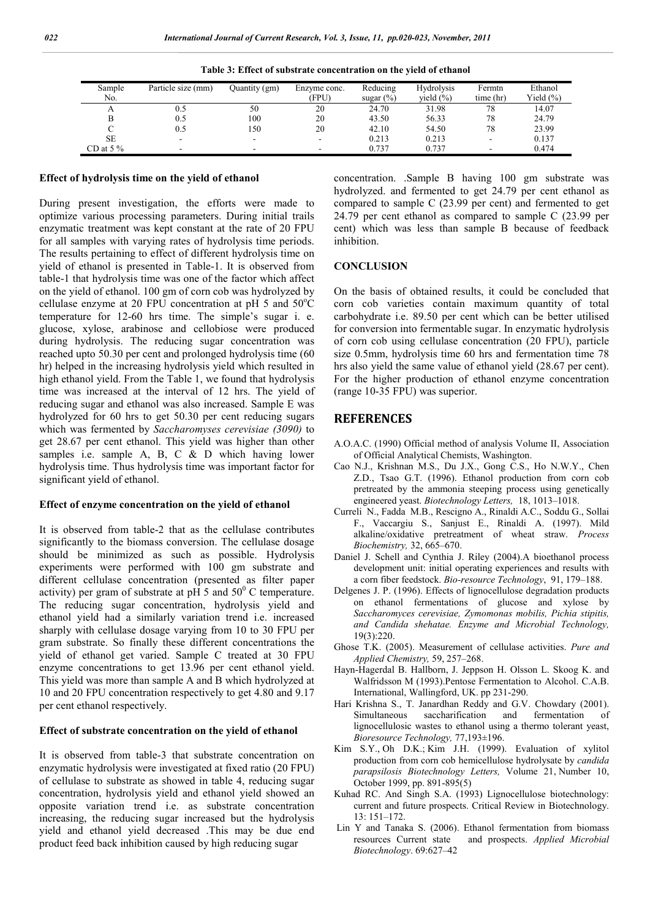**Table 3: Effect of substrate concentration on the yield of ethanol**

| Sample No. | Particle size (mm) | Quantity (gm) | Enzyme conc. (FPU) | Reducing sugar (%) | Hydrolysis yield (%) | Fermtn time (hr) | Ethanol Yield (%) |
|---|---|---|---|---|---|---|---|
| A | 0.5 | 50 | 20 | 24.70 | 31.98 | 78 | 14.07 |
| B | 0.5 | 100 | 20 | 43.50 | 56.33 | 78 | 24.79 |
| C | 0.5 | 150 | 20 | 42.10 | 54.50 | 78 | 23.99 |
| SE | - | - | - | 0.213 | 0.213 | - | 0.137 |
| CD at 5 % | - | - | - | 0.737 | 0.737 | - | 0.474 |

### Effect of hydrolysis time on the yield of ethanol

During present investigation, the efforts were made to optimize various processing parameters. During initial trails enzymatic treatment was kept constant at the rate of 20 FPU for all samples with varying rates of hydrolysis time periods. The results pertaining to effect of different hydrolysis time on yield of ethanol is presented in Table-1. It is observed from table-1 that hydrolysis time was one of the factor which affect on the yield of ethanol. 100 gm of corn cob was hydrolyzed by cellulase enzyme at 20 FPU concentration at pH 5 and 50$^{o}$C temperature for 12-60 hrs time. The simple's sugar i. e. glucose, xylose, arabinose and cellobiose were produced during hydrolysis. The reducing sugar concentration was reached upto 50.30 per cent and prolonged hydrolysis time (60 hr) helped in the increasing hydrolysis yield which resulted in high ethanol yield. From the Table 1, we found that hydrolysis time was increased at the interval of 12 hrs. The yield of reducing sugar and ethanol was also increased. Sample E was hydrolyzed for 60 hrs to get 50.30 per cent reducing sugars which was fermented by *Saccharomyses cerevisiae (3090)* to get 28.67 per cent ethanol. This yield was higher than other samples i.e. sample A, B, C & D which having lower hydrolysis time. Thus hydrolysis time was important factor for significant yield of ethanol.

### Effect of enzyme concentration on the yield of ethanol

It is observed from table-2 that as the cellulase contributes significantly to the biomass conversion. The cellulase dosage should be minimized as such as possible. Hydrolysis experiments were performed with 100 gm substrate and different cellulase concentration (presented as filter paper activity) per gram of substrate at pH 5 and 50$^{0}$ C temperature. The reducing sugar concentration, hydrolysis yield and ethanol yield had a similarly variation trend i.e. increased sharply with cellulase dosage varying from 10 to 30 FPU per gram substrate. So finally these different concentrations the yield of ethanol get varied. Sample C treated at 30 FPU enzyme concentrations to get 13.96 per cent ethanol yield. This yield was more than sample A and B which hydrolyzed at 10 and 20 FPU concentration respectively to get 4.80 and 9.17 per cent ethanol respectively.

### Effect of substrate concentration on the yield of ethanol

It is observed from table-3 that substrate concentration on enzymatic hydrolysis were investigated at fixed ratio (20 FPU) of cellulase to substrate as showed in table 4, reducing sugar concentration, hydrolysis yield and ethanol yield showed an opposite variation trend i.e. as substrate concentration increasing, the reducing sugar increased but the hydrolysis yield and ethanol yield decreased .This may be due end product feed back inhibition caused by high reducing sugar concentration. .Sample B having 100 gm substrate was hydrolyzed. and fermented to get 24.79 per cent ethanol as compared to sample C (23.99 per cent) and fermented to get 24.79 per cent ethanol as compared to sample C (23.99 per cent) which was less than sample B because of feedback inhibition.

## CONCLUSION

On the basis of obtained results, it could be concluded that corn cob varieties contain maximum quantity of total carbohydrate i.e. 89.50 per cent which can be better utilised for conversion into fermentable sugar. In enzymatic hydrolysis of corn cob using cellulase concentration (20 FPU), particle size 0.5mm, hydrolysis time 60 hrs and fermentation time 78 hrs also yield the same value of ethanol yield (28.67 per cent). For the higher production of ethanol enzyme concentration (range 10-35 FPU) was superior.

## REFERENCES

- A.O.A.C. (1990) Official method of analysis Volume II, Association of Official Analytical Chemists, Washington.
- Cao N.J., Krishnan M.S., Du J.X., Gong C.S., Ho N.W.Y., Chen Z.D., Tsao G.T. (1996). Ethanol production from corn cob pretreated by the ammonia steeping process using genetically engineered yeast. *Biotechnology Letters,* 18, 1013–1018.
- Curreli N., Fadda M.B., Rescigno A., Rinaldi A.C., Soddu G., Sollai F., Vaccargiu S., Sanjust E., Rinaldi A. (1997). Mild alkaline/oxidative pretreatment of wheat straw. *Process Biochemistry,* 32, 665–670.
- Daniel J. Schell and Cynthia J. Riley (2004).A bioethanol process development unit: initial operating experiences and results with a corn fiber feedstock. *Bio-resource Technology*, 91, 179–188.
- Delgenes J. P. (1996). Effects of lignocellulose degradation products on ethanol fermentations of glucose and xylose by *Saccharomyces cerevisiae, Zymomonas mobilis, Pichia stipitis, and Candida shehatae. Enzyme and Microbial Technology,* 19(3):220.
- Ghose T.K. (2005). Measurement of cellulase activities. *Pure and Applied Chemistry,* 59, 257–268.
- Hayn-Hagerdal B. Hallborn, J. Jeppson H. Olsson L. Skoog K. and Walfridsson M (1993).Pentose Fermentation to Alcohol. C.A.B. International, Wallingford, UK. pp 231-290.
- Hari Krishna S., T. Janardhan Reddy and G.V. Chowdary (2001). Simultaneous saccharification and fermentation of lignocellulosic wastes to ethanol using a thermo tolerant yeast, *Bioresource Technology,* 77,193±196.
- Kim S.Y., Oh D.K.; Kim J.H. (1999). Evaluation of xylitol production from corn cob hemicellulose hydrolysate by *candida parapsilosis Biotechnology Letters,* Volume 21, Number 10, October 1999, pp. 891-895(5)
- Kuhad RC. And Singh S.A. (1993) Lignocellulose biotechnology: current and future prospects. Critical Review in Biotechnology. 13: 151–172.
- Lin Y and Tanaka S. (2006). Ethanol fermentation from biomass resources Current state and prospects. *Applied Microbial Biotechnology*. 69:627–42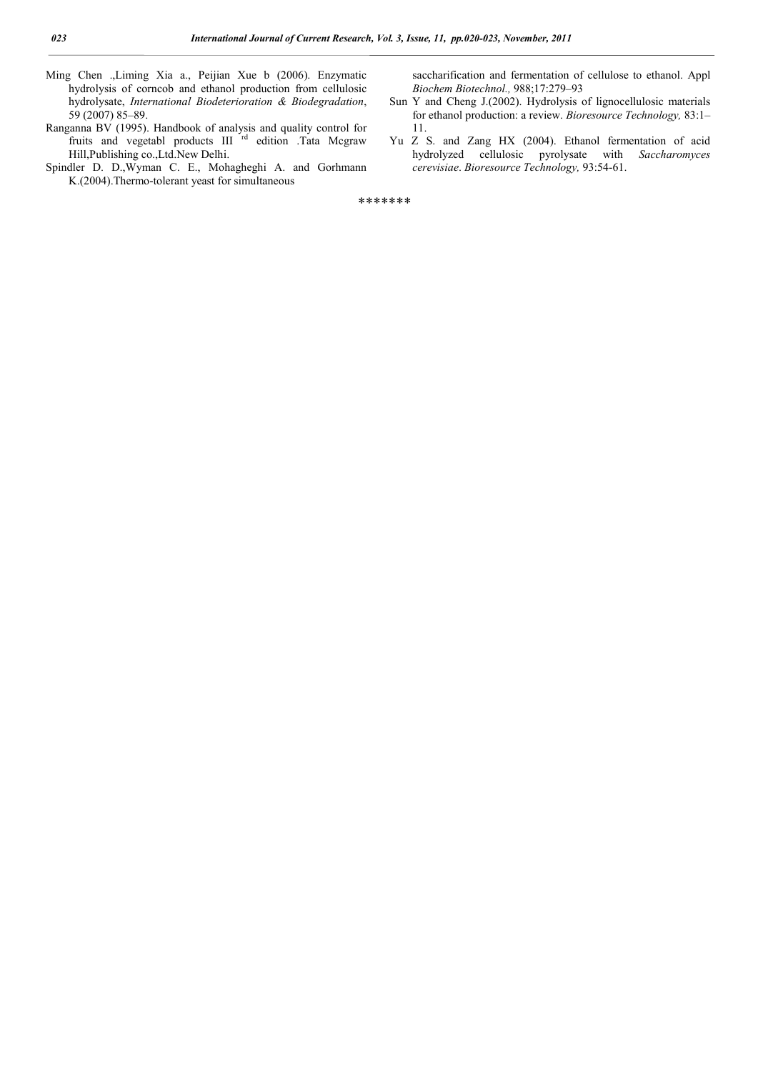Ming Chen .,Liming Xia a., Peijian Xue b (2006). Enzymatic hydrolysis of corncob and ethanol production from cellulosic hydrolysate, *International Biodeterioration & Biodegradation*, 59 (2007) 85–89.

Ranganna BV (1995). Handbook of analysis and quality control for fruits and vegetabl products III [rd] edition .Tata Mcgraw Hill,Publishing co.,Ltd.New Delhi.

Spindler D. D.,Wyman C. E., Mohagheghi A. and Gorhmann K.(2004).Thermo-tolerant yeast for simultaneous saccharification and fermentation of cellulose to ethanol. Appl *Biochem Biotechnol.,* 988;17:279–93

Sun Y and Cheng J.(2002). Hydrolysis of lignocellulosic materials for ethanol production: a review. *Bioresource Technology,* 83:1–11.

Yu Z S. and Zang HX (2004). Ethanol fermentation of acid hydrolyzed cellulosic pyrolysate with *Saccharomyces cerevisiae*. *Bioresource Technology,* 93:54-61.

*******